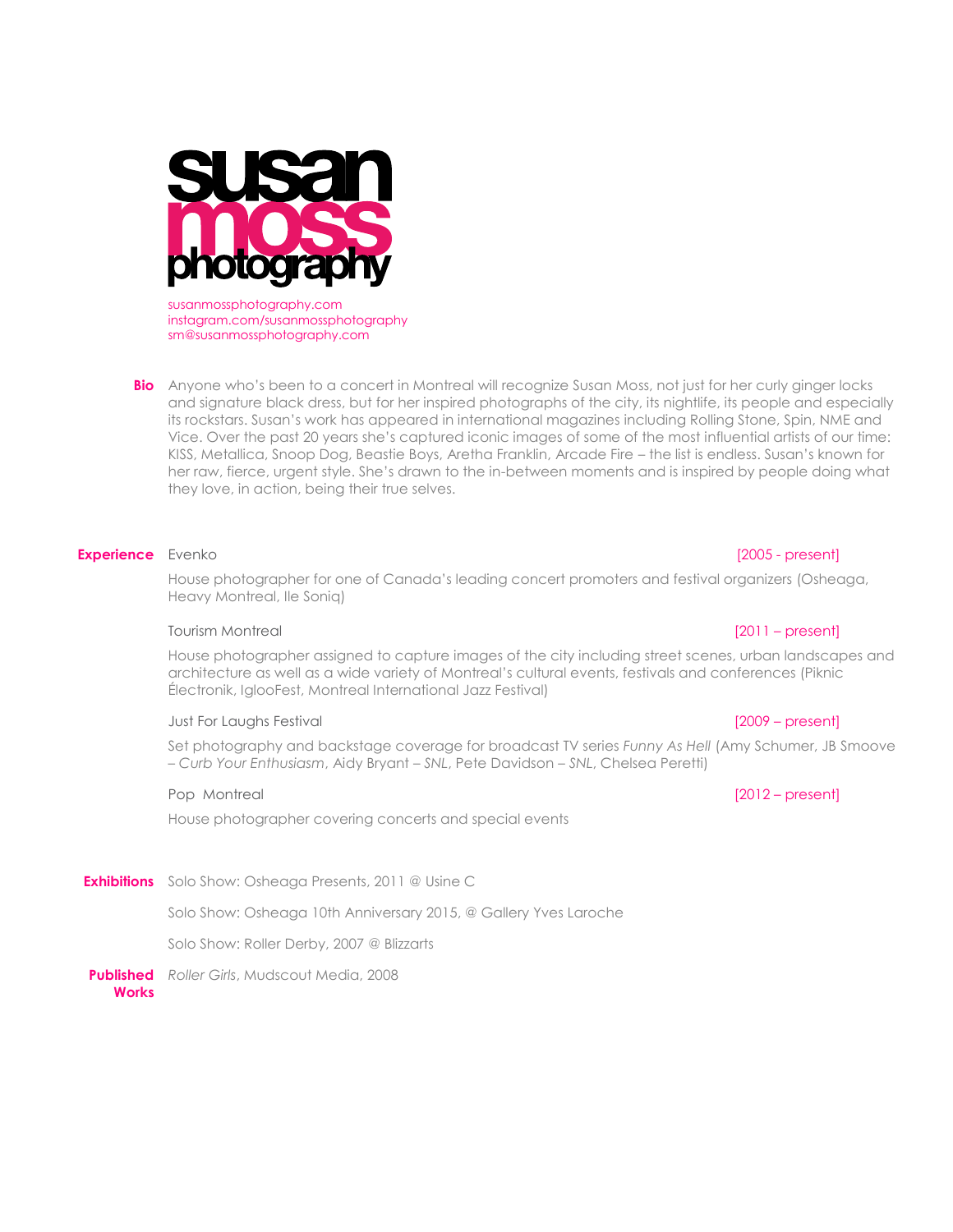# susan moss photography

susanmossphotography.com
instagram.com/susanmossphotography
sm@susanmossphotography.com

**Bio**

Anyone who's been to a concert in Montreal will recognize Susan Moss, not just for her curly ginger locks and signature black dress, but for her inspired photographs of the city, its nightlife, its people and especially its rockstars. Susan's work has appeared in international magazines including Rolling Stone, Spin, NME and Vice. Over the past 20 years she's captured iconic images of some of the most influential artists of our time: KISS, Metallica, Snoop Dog, Beastie Boys, Aretha Franklin, Arcade Fire – the list is endless. Susan's known for her raw, fierce, urgent style. She's drawn to the in-between moments and is inspired by people doing what they love, in action, being their true selves.

**Experience**

Evenko [2005 - present]

House photographer for one of Canada's leading concert promoters and festival organizers (Osheaga, Heavy Montreal, Ile Soniq)

Tourism Montreal [2011 – present]

House photographer assigned to capture images of the city including street scenes, urban landscapes and architecture as well as a wide variety of Montreal's cultural events, festivals and conferences (Piknic Électronik, IglooFest, Montreal International Jazz Festival)

Just For Laughs Festival [2009 – present]

Set photography and backstage coverage for broadcast TV series *Funny As Hell* (Amy Schumer, JB Smoove – *Curb Your Enthusiasm*, Aidy Bryant – *SNL*, Pete Davidson – *SNL*, Chelsea Peretti)

Pop Montreal [2012 – present]

House photographer covering concerts and special events

**Exhibitions**

Solo Show: Osheaga Presents, 2011 @ Usine C

Solo Show: Osheaga 10th Anniversary 2015, @ Gallery Yves Laroche

Solo Show: Roller Derby, 2007 @ Blizzarts

**Published Works**

*Roller Girls*, Mudscout Media, 2008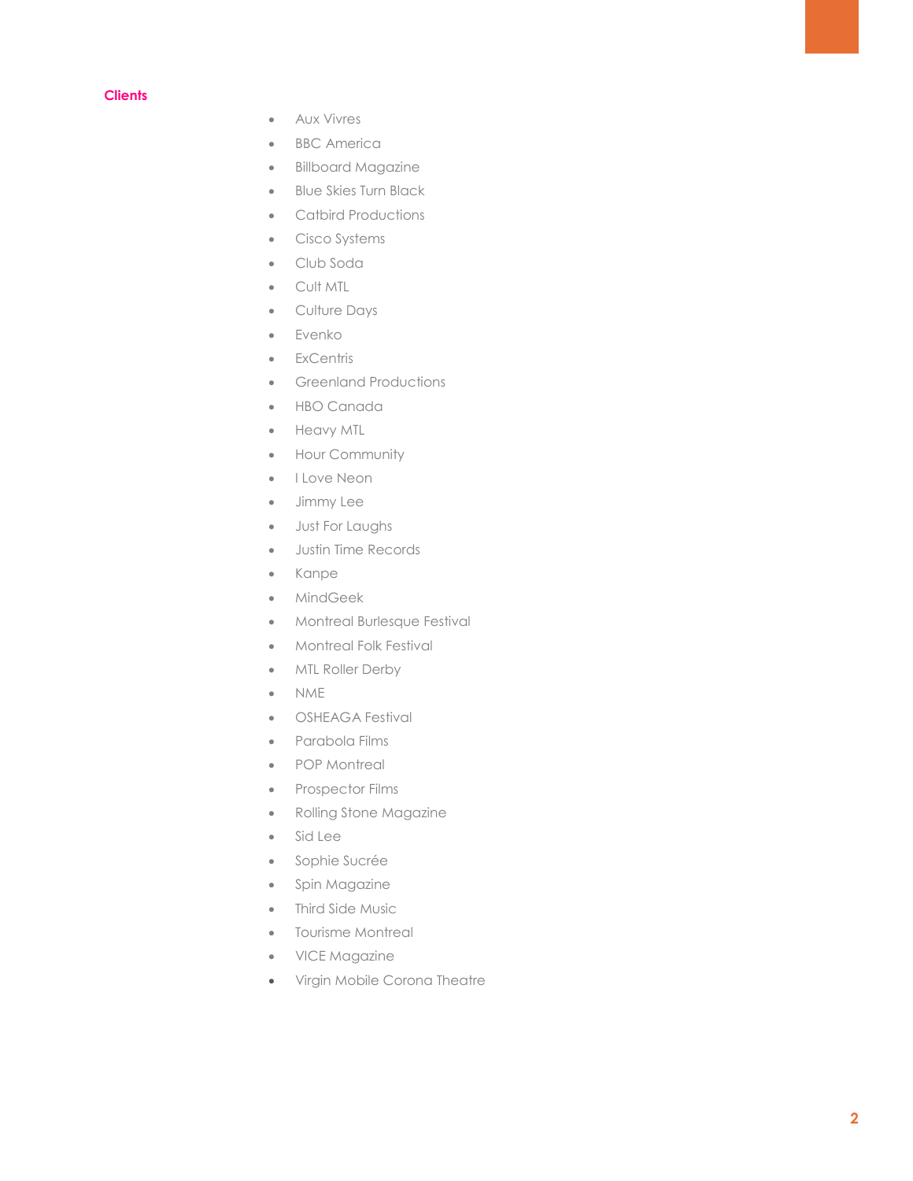## Clients

- Aux Vivres
- BBC America
- Billboard Magazine
- Blue Skies Turn Black
- Catbird Productions
- Cisco Systems
- Club Soda
- Cult MTL
- Culture Days
- Evenko
- ExCentris
- Greenland Productions
- HBO Canada
- Heavy MTL
- Hour Community
- I Love Neon
- Jimmy Lee
- Just For Laughs
- Justin Time Records
- Kanpe
- MindGeek
- Montreal Burlesque Festival
- Montreal Folk Festival
- MTL Roller Derby
- NME
- OSHEAGA Festival
- Parabola Films
- POP Montreal
- Prospector Films
- Rolling Stone Magazine
- Sid Lee
- Sophie Sucrée
- Spin Magazine
- Third Side Music
- Tourisme Montreal
- VICE Magazine
- Virgin Mobile Corona Theatre